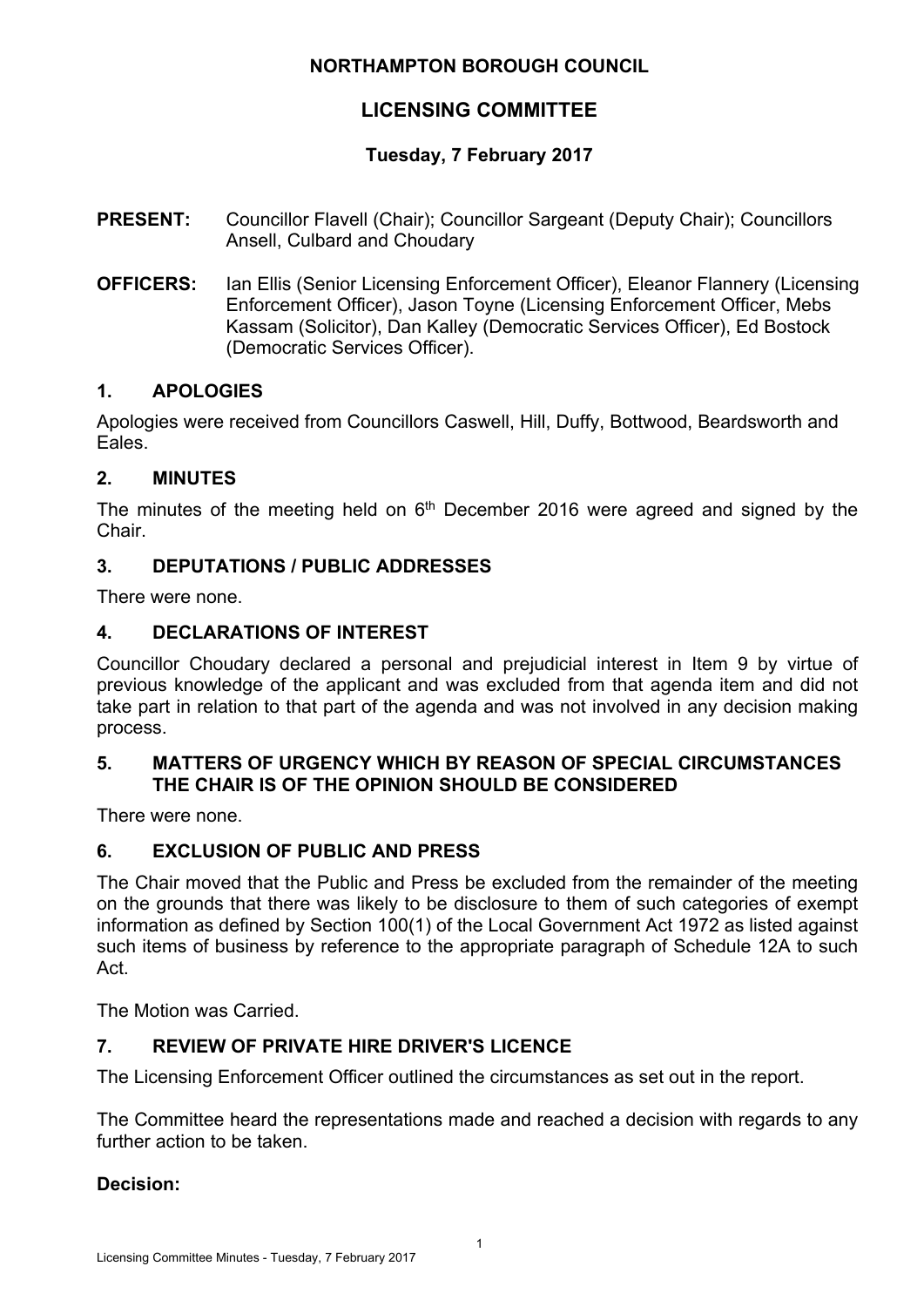# NORTHAMPTON BOROUGH COUNCIL

## LICENSING COMMITTEE

### Tuesday, 7 February 2017

**PRESENT:** Councillor Flavell (Chair); Councillor Sargeant (Deputy Chair); Councillors Ansell, Culbard and Choudary

**OFFICERS:** Ian Ellis (Senior Licensing Enforcement Officer), Eleanor Flannery (Licensing Enforcement Officer), Jason Toyne (Licensing Enforcement Officer, Mebs Kassam (Solicitor), Dan Kalley (Democratic Services Officer), Ed Bostock (Democratic Services Officer).

### 1. APOLOGIES

Apologies were received from Councillors Caswell, Hill, Duffy, Bottwood, Beardsworth and Eales.

### 2. MINUTES

The minutes of the meeting held on 6th December 2016 were agreed and signed by the Chair.

### 3. DEPUTATIONS / PUBLIC ADDRESSES

There were none.

### 4. DECLARATIONS OF INTEREST

Councillor Choudary declared a personal and prejudicial interest in Item 9 by virtue of previous knowledge of the applicant and was excluded from that agenda item and did not take part in relation to that part of the agenda and was not involved in any decision making process.

### 5. MATTERS OF URGENCY WHICH BY REASON OF SPECIAL CIRCUMSTANCES THE CHAIR IS OF THE OPINION SHOULD BE CONSIDERED

There were none.

### 6. EXCLUSION OF PUBLIC AND PRESS

The Chair moved that the Public and Press be excluded from the remainder of the meeting on the grounds that there was likely to be disclosure to them of such categories of exempt information as defined by Section 100(1) of the Local Government Act 1972 as listed against such items of business by reference to the appropriate paragraph of Schedule 12A to such Act.

The Motion was Carried.

### 7. REVIEW OF PRIVATE HIRE DRIVER'S LICENCE

The Licensing Enforcement Officer outlined the circumstances as set out in the report.

The Committee heard the representations made and reached a decision with regards to any further action to be taken.

**Decision:**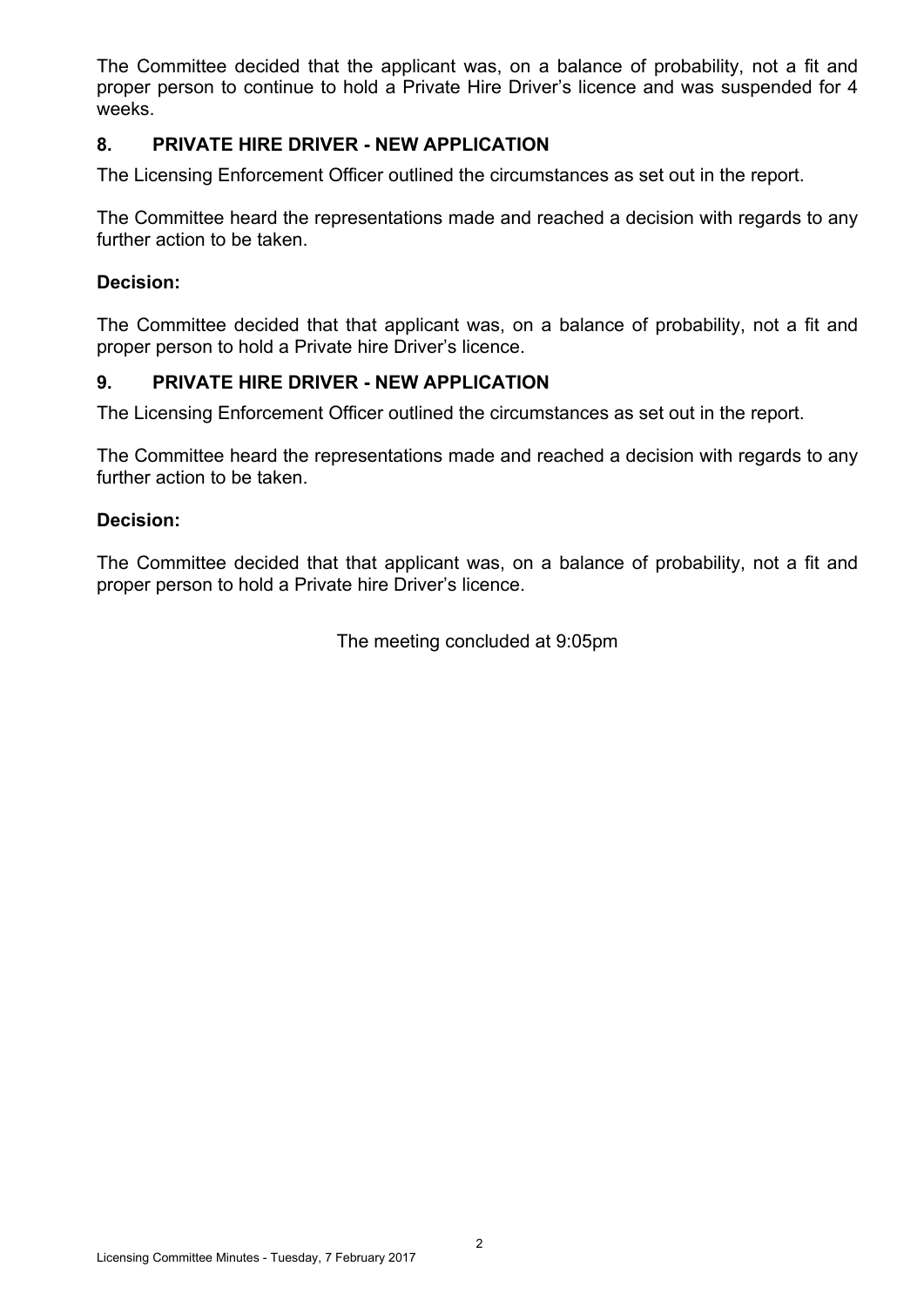The Committee decided that the applicant was, on a balance of probability, not a fit and proper person to continue to hold a Private Hire Driver's licence and was suspended for 4 weeks.

## 8. PRIVATE HIRE DRIVER - NEW APPLICATION

The Licensing Enforcement Officer outlined the circumstances as set out in the report.

The Committee heard the representations made and reached a decision with regards to any further action to be taken.

**Decision:**

The Committee decided that that applicant was, on a balance of probability, not a fit and proper person to hold a Private hire Driver's licence.

## 9. PRIVATE HIRE DRIVER - NEW APPLICATION

The Licensing Enforcement Officer outlined the circumstances as set out in the report.

The Committee heard the representations made and reached a decision with regards to any further action to be taken.

**Decision:**

The Committee decided that that applicant was, on a balance of probability, not a fit and proper person to hold a Private hire Driver's licence.

The meeting concluded at 9:05pm